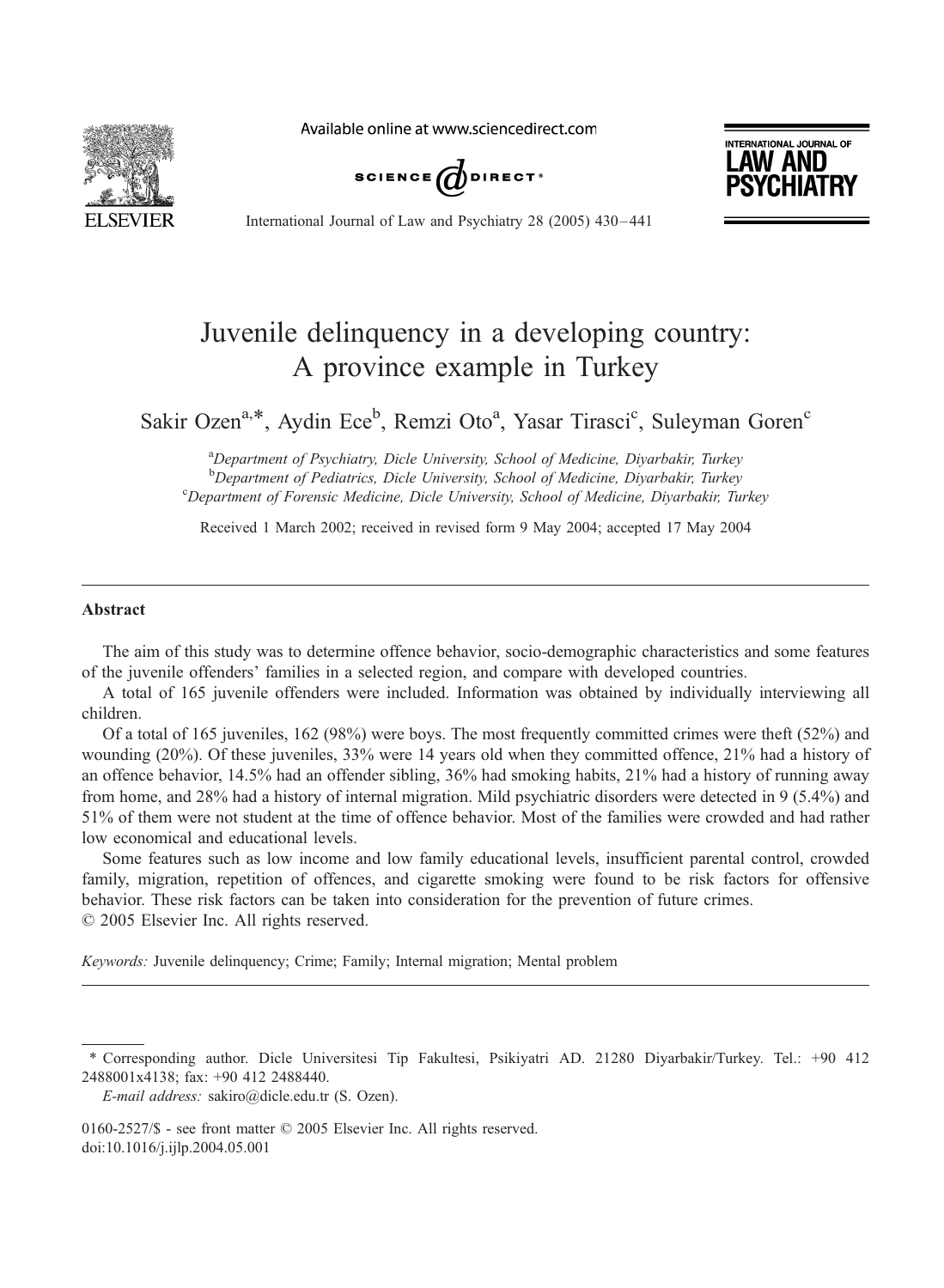# Juvenile delinquency in a developing country: A province example in Turkey

Sakir Ozen[a,*], Aydin Ece[b], Remzi Oto[a], Yasar Tirasci[c], Suleyman Goren[c]

[a]*Department of Psychiatry, Dicle University, School of Medicine, Diyarbakir, Turkey*
[b]*Department of Pediatrics, Dicle University, School of Medicine, Diyarbakir, Turkey*
[c]*Department of Forensic Medicine, Dicle University, School of Medicine, Diyarbakir, Turkey*

Received 1 March 2002; received in revised form 9 May 2004; accepted 17 May 2004

## Abstract

The aim of this study was to determine offence behavior, socio-demographic characteristics and some features of the juvenile offenders' families in a selected region, and compare with developed countries.

A total of 165 juvenile offenders were included. Information was obtained by individually interviewing all children.

Of a total of 165 juveniles, 162 (98%) were boys. The most frequently committed crimes were theft (52%) and wounding (20%). Of these juveniles, 33% were 14 years old when they committed offence, 21% had a history of an offence behavior, 14.5% had an offender sibling, 36% had smoking habits, 21% had a history of running away from home, and 28% had a history of internal migration. Mild psychiatric disorders were detected in 9 (5.4%) and 51% of them were not student at the time of offence behavior. Most of the families were crowded and had rather low economical and educational levels.

Some features such as low income and low family educational levels, insufficient parental control, crowded family, migration, repetition of offences, and cigarette smoking were found to be risk factors for offensive behavior. These risk factors can be taken into consideration for the prevention of future crimes.

© 2005 Elsevier Inc. All rights reserved.

*Keywords:* Juvenile delinquency; Crime; Family; Internal migration; Mental problem

---

\* Corresponding author. Dicle Universitesi Tip Fakultesi, Psikiyatri AD. 21280 Diyarbakir/Turkey. Tel.: +90 412 2488001x4138; fax: +90 412 2488440.

*E-mail address:* sakiro@dicle.edu.tr (S. Ozen).

0160-2527/$ - see front matter © 2005 Elsevier Inc. All rights reserved.
doi:10.1016/j.ijlp.2004.05.001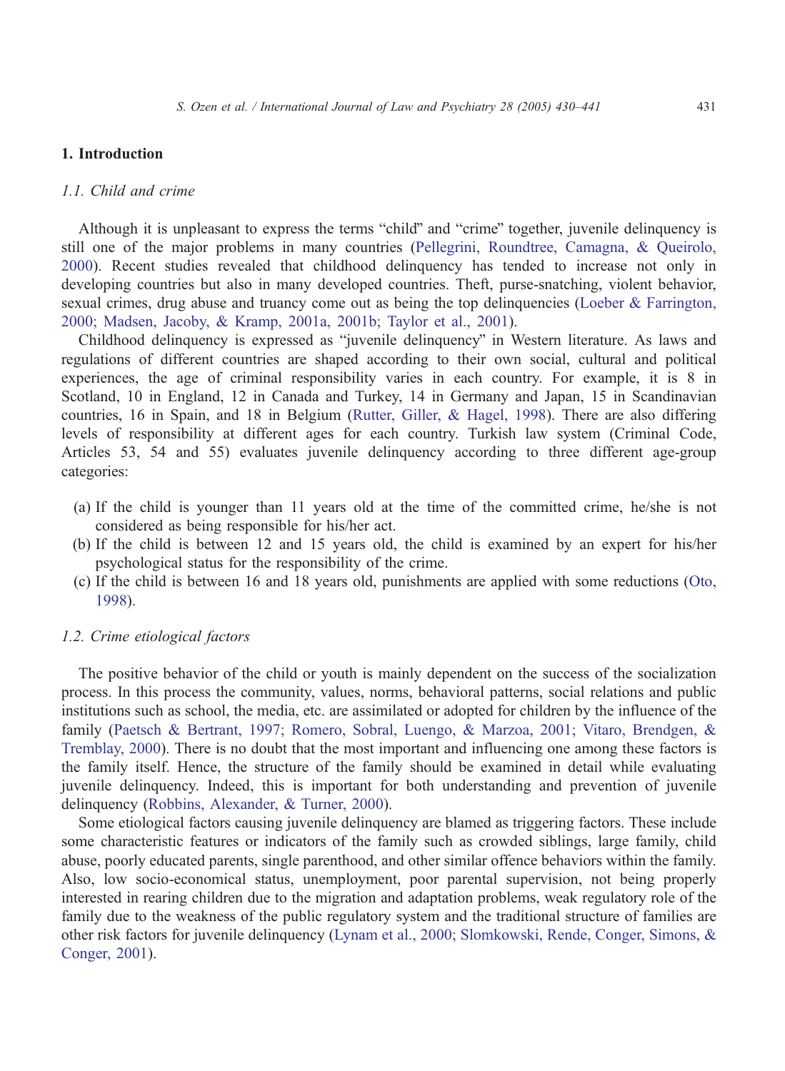## 1. Introduction

### 1.1. Child and crime

Although it is unpleasant to express the terms "child" and "crime" together, juvenile delinquency is still one of the major problems in many countries (Pellegrini, Roundtree, Camagna, & Queirolo, 2000). Recent studies revealed that childhood delinquency has tended to increase not only in developing countries but also in many developed countries. Theft, purse-snatching, violent behavior, sexual crimes, drug abuse and truancy come out as being the top delinquencies (Loeber & Farrington, 2000; Madsen, Jacoby, & Kramp, 2001a, 2001b; Taylor et al., 2001).

Childhood delinquency is expressed as "juvenile delinquency" in Western literature. As laws and regulations of different countries are shaped according to their own social, cultural and political experiences, the age of criminal responsibility varies in each country. For example, it is 8 in Scotland, 10 in England, 12 in Canada and Turkey, 14 in Germany and Japan, 15 in Scandinavian countries, 16 in Spain, and 18 in Belgium (Rutter, Giller, & Hagel, 1998). There are also differing levels of responsibility at different ages for each country. Turkish law system (Criminal Code, Articles 53, 54 and 55) evaluates juvenile delinquency according to three different age-group categories:

(a) If the child is younger than 11 years old at the time of the committed crime, he/she is not considered as being responsible for his/her act.
(b) If the child is between 12 and 15 years old, the child is examined by an expert for his/her psychological status for the responsibility of the crime.
(c) If the child is between 16 and 18 years old, punishments are applied with some reductions (Oto, 1998).

### 1.2. Crime etiological factors

The positive behavior of the child or youth is mainly dependent on the success of the socialization process. In this process the community, values, norms, behavioral patterns, social relations and public institutions such as school, the media, etc. are assimilated or adopted for children by the influence of the family (Paetsch & Bertrant, 1997; Romero, Sobral, Luengo, & Marzoa, 2001; Vitaro, Brendgen, & Tremblay, 2000). There is no doubt that the most important and influencing one among these factors is the family itself. Hence, the structure of the family should be examined in detail while evaluating juvenile delinquency. Indeed, this is important for both understanding and prevention of juvenile delinquency (Robbins, Alexander, & Turner, 2000).

Some etiological factors causing juvenile delinquency are blamed as triggering factors. These include some characteristic features or indicators of the family such as crowded siblings, large family, child abuse, poorly educated parents, single parenthood, and other similar offence behaviors within the family. Also, low socio-economical status, unemployment, poor parental supervision, not being properly interested in rearing children due to the migration and adaptation problems, weak regulatory role of the family due to the weakness of the public regulatory system and the traditional structure of families are other risk factors for juvenile delinquency (Lynam et al., 2000; Slomkowski, Rende, Conger, Simons, & Conger, 2001).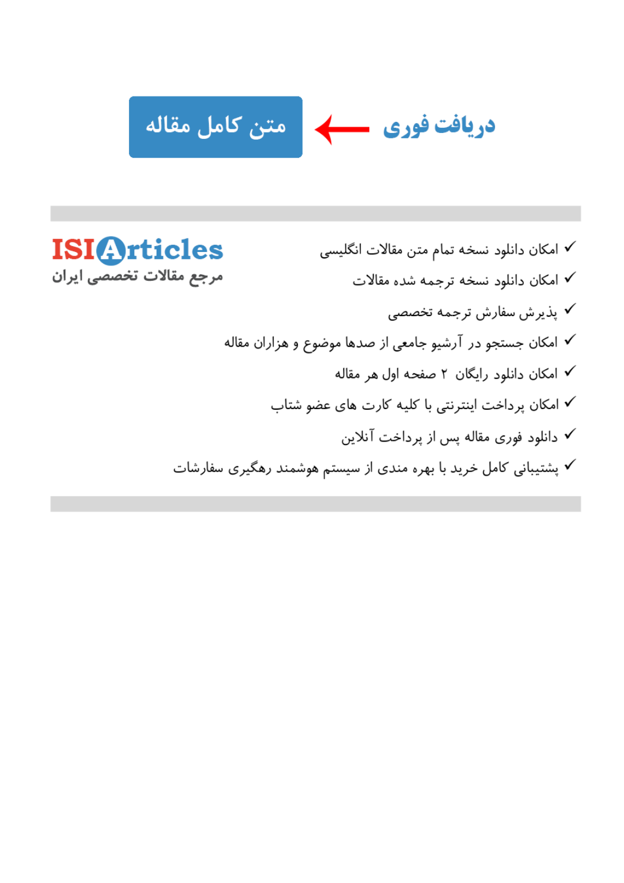دریافت فوری ← متن کامل مقاله

ISIArticles
مرجع مقالات تخصصی ایران

- ✓ امکان دانلود نسخه تمام متن مقالات انگلیسی
- ✓ امکان دانلود نسخه ترجمه شده مقالات
- ✓ پذیرش سفارش ترجمه تخصصی
- ✓ امکان جستجو در آرشیو جامعی از صدها موضوع و هزاران مقاله
- ✓ امکان دانلود رایگان ۲ صفحه اول هر مقاله
- ✓ امکان پرداخت اینترنتی با کلیه کارت های عضو شتاب
- ✓ دانلود فوری مقاله پس از پرداخت آنلاین
- ✓ پشتیبانی کامل خرید با بهره مندی از سیستم هوشمند رهگیری سفارشات